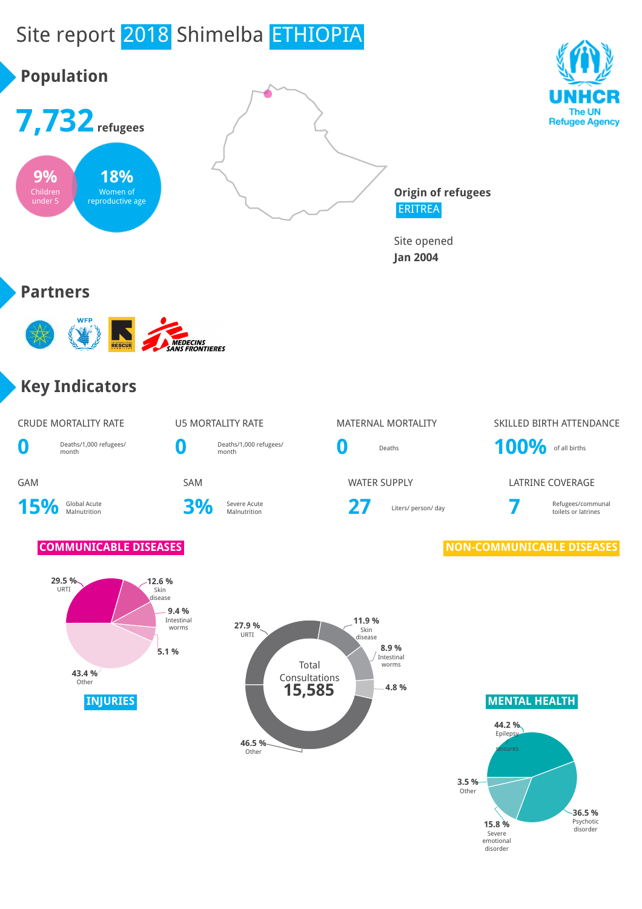# Site report 2018 Shimelba ETHIOPIA

UNHCR
The UN Refugee Agency

## Population

**7,732** refugees

9%
Children under 5

18%
Women of reproductive age

**Origin of refugees**
ERITREA

Site opened
**Jan 2004**

## Partners

WFP
INTERNATIONAL RESCUE COMMITTEE
MEDECINS SANS FRONTIERES

## Key Indicators

CRUDE MORTALITY RATE
**0** Deaths/1,000 refugees/ month

U5 MORTALITY RATE
**0** Deaths/1,000 refugees/ month

MATERNAL MORTALITY
**0** Deaths

SKILLED BIRTH ATTENDANCE
**100%** of all births

GAM
**15%** Global Acute Malnutrition

SAM
**3%** Severe Acute Malnutrition

WATER SUPPLY
**27** Liters/ person/ day

LATRINE COVERAGE
**7** Refugees/communal toilets or latrines

### COMMUNICABLE DISEASES

29.5 % URTI
12.6 % Skin disease
9.4 % Intestinal worms
5.1 %
43.4 % Other

### NON-COMMUNICABLE DISEASES

Total Consultations
**15,585**

27.9 % URTI
11.9 % Skin disease
8.9 % Intestinal worms
4.8 %
46.5 % Other

### INJURIES

### MENTAL HEALTH

44.2 % Epilepsy seizures
36.5 % Psychotic disorder
15.8 % Severe emotional disorder
3.5 % Other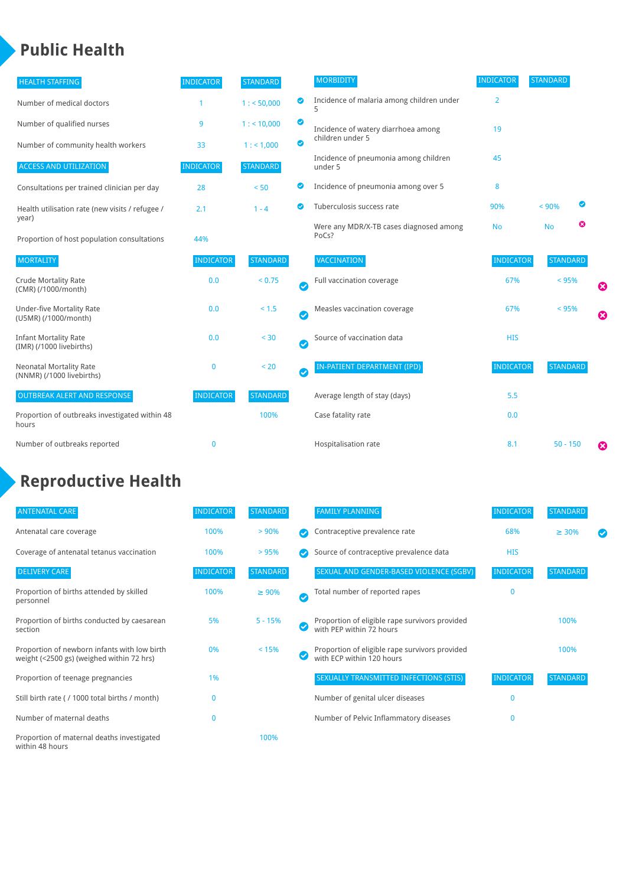# Public Health

| HEALTH STAFFING | INDICATOR | STANDARD | |
|---|---|---|---|
| Number of medical doctors | 1 | 1 : < 50,000 | ✔ |
| Number of qualified nurses | 9 | 1 : < 10,000 | ✔ |
| Number of community health workers | 33 | 1 : < 1,000 | ✔ |

| ACCESS AND UTILIZATION | INDICATOR | STANDARD | |
|---|---|---|---|
| Consultations per trained clinician per day | 28 | < 50 | ✔ |
| Health utilisation rate (new visits / refugee / year) | 2.1 | 1 - 4 | ✔ |
| Proportion of host population consultations | 44% | | |

| MORTALITY | INDICATOR | STANDARD | |
|---|---|---|---|
| Crude Mortality Rate (CMR) (/1000/month) | 0.0 | < 0.75 | ✔ |
| Under-five Mortality Rate (U5MR) (/1000/month) | 0.0 | < 1.5 | ✔ |
| Infant Mortality Rate (IMR) (/1000 livebirths) | 0.0 | < 30 | ✔ |
| Neonatal Mortality Rate (NNMR) (/1000 livebirths) | 0 | < 20 | ✔ |

| OUTBREAK ALERT AND RESPONSE | INDICATOR | STANDARD |
|---|---|---|
| Proportion of outbreaks investigated within 48 hours | | 100% |
| Number of outbreaks reported | 0 | |

| MORBIDITY | INDICATOR | STANDARD | |
|---|---|---|---|
| Incidence of malaria among children under 5 | 2 | | |
| Incidence of watery diarrhoea among children under 5 | 19 | | |
| Incidence of pneumonia among children under 5 | 45 | | |
| Incidence of pneumonia among over 5 | 8 | | |
| Tuberculosis success rate | 90% | < 90% | ✔ |
| Were any MDR/X-TB cases diagnosed among PoCs? | No | No | ✖ |

| VACCINATION | INDICATOR | STANDARD | |
|---|---|---|---|
| Full vaccination coverage | 67% | < 95% | ✖ |
| Measles vaccination coverage | 67% | < 95% | ✖ |
| Source of vaccination data | HIS | | |

| IN-PATIENT DEPARTMENT (IPD) | INDICATOR | STANDARD | |
|---|---|---|---|
| Average length of stay (days) | 5.5 | | |
| Case fatality rate | 0.0 | | |
| Hospitalisation rate | 8.1 | 50 - 150 | ✖ |

# Reproductive Health

| ANTENATAL CARE | INDICATOR | STANDARD | |
|---|---|---|---|
| Antenatal care coverage | 100% | > 90% | ✔ |
| Coverage of antenatal tetanus vaccination | 100% | > 95% | ✔ |

| DELIVERY CARE | INDICATOR | STANDARD | |
|---|---|---|---|
| Proportion of births attended by skilled personnel | 100% | ≥ 90% | ✔ |
| Proportion of births conducted by caesarean section | 5% | 5 - 15% | ✔ |
| Proportion of newborn infants with low birth weight (<2500 gs) (weighed within 72 hrs) | 0% | < 15% | ✔ |
| Proportion of teenage pregnancies | 1% | | |
| Still birth rate ( / 1000 total births / month) | 0 | | |
| Number of maternal deaths | 0 | | |
| Proportion of maternal deaths investigated within 48 hours | | 100% | |

| FAMILY PLANNING | INDICATOR | STANDARD | |
|---|---|---|---|
| Contraceptive prevalence rate | 68% | ≥ 30% | ✔ |
| Source of contraceptive prevalence data | HIS | | |

| SEXUAL AND GENDER-BASED VIOLENCE (SGBV) | INDICATOR | STANDARD |
|---|---|---|
| Total number of reported rapes | 0 | |
| Proportion of eligible rape survivors provided with PEP within 72 hours | | 100% |
| Proportion of eligible rape survivors provided with ECP within 120 hours | | 100% |

| SEXUALLY TRANSMITTED INFECTIONS (STIS) | INDICATOR | STANDARD |
|---|---|---|
| Number of genital ulcer diseases | 0 | |
| Number of Pelvic Inflammatory diseases | 0 | |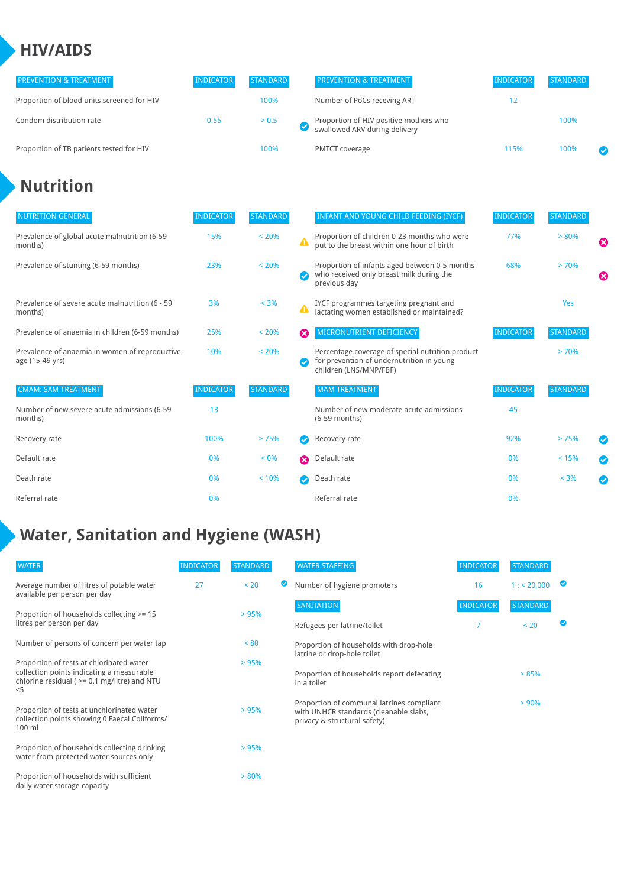# HIV/AIDS

| PREVENTION & TREATMENT | INDICATOR | STANDARD |
|---|---|---|
| Proportion of blood units screened for HIV | | 100% |
| Condom distribution rate | 0.55 | > 0.5 |
| Proportion of TB patients tested for HIV | | 100% |

| PREVENTION & TREATMENT | INDICATOR | STANDARD |
|---|---|---|
| Number of PoCs receving ART | 12 | |
| Proportion of HIV positive mothers who swallowed ARV during delivery | | 100% |
| PMTCT coverage | 115% | 100% |

# Nutrition

| NUTRITION GENERAL | INDICATOR | STANDARD |
|---|---|---|
| Prevalence of global acute malnutrition (6-59 months) | 15% | < 20% |
| Prevalence of stunting (6-59 months) | 23% | < 20% |
| Prevalence of severe acute malnutrition (6 - 59 months) | 3% | < 3% |
| Prevalence of anaemia in children (6-59 months) | 25% | < 20% |
| Prevalence of anaemia in women of reproductive age (15-49 yrs) | 10% | < 20% |

| INFANT AND YOUNG CHILD FEEDING (IYCF) | INDICATOR | STANDARD |
|---|---|---|
| Proportion of children 0-23 months who were put to the breast within one hour of birth | 77% | > 80% |
| Proportion of infants aged between 0-5 months who received only breast milk during the previous day | 68% | > 70% |
| IYCF programmes targeting pregnant and lactating women established or maintained? | | Yes |

| MICRONUTRIENT DEFICIENCY | INDICATOR | STANDARD |
|---|---|---|
| Percentage coverage of special nutrition product for prevention of undernutrition in young children (LNS/MNP/FBF) | | > 70% |

| CMAM: SAM TREATMENT | INDICATOR | STANDARD |
|---|---|---|
| Number of new severe acute admissions (6-59 months) | 13 | |
| Recovery rate | 100% | > 75% |
| Default rate | 0% | < 0% |
| Death rate | 0% | < 10% |
| Referral rate | 0% | |

| MAM TREATMENT | INDICATOR | STANDARD |
|---|---|---|
| Number of new moderate acute admissions (6-59 months) | 45 | |
| Recovery rate | 92% | > 75% |
| Default rate | 0% | < 15% |
| Death rate | 0% | < 3% |
| Referral rate | 0% | |

# Water, Sanitation and Hygiene (WASH)

| WATER | INDICATOR | STANDARD |
|---|---|---|
| Average number of litres of potable water available per person per day | 27 | < 20 |
| Proportion of households collecting >= 15 litres per person per day | | > 95% |
| Number of persons of concern per water tap | | < 80 |
| Proportion of tests at chlorinated water collection points indicating a measurable chlorine residual ( >= 0.1 mg/litre) and NTU <5 | | > 95% |
| Proportion of tests at unchlorinated water collection points showing 0 Faecal Coliforms/ 100 ml | | > 95% |
| Proportion of households collecting drinking water from protected water sources only | | > 95% |
| Proportion of households with sufficient daily water storage capacity | | > 80% |

| WATER STAFFING | INDICATOR | STANDARD |
|---|---|---|
| Number of hygiene promoters | 16 | 1 : < 20,000 |

| SANITATION | INDICATOR | STANDARD |
|---|---|---|
| Refugees per latrine/toilet | 7 | < 20 |
| Proportion of households with drop-hole latrine or drop-hole toilet | | |
| Proportion of households report defecating in a toilet | | > 85% |
| Proportion of communal latrines compliant with UNHCR standards (cleanable slabs, privacy & structural safety) | | > 90% |